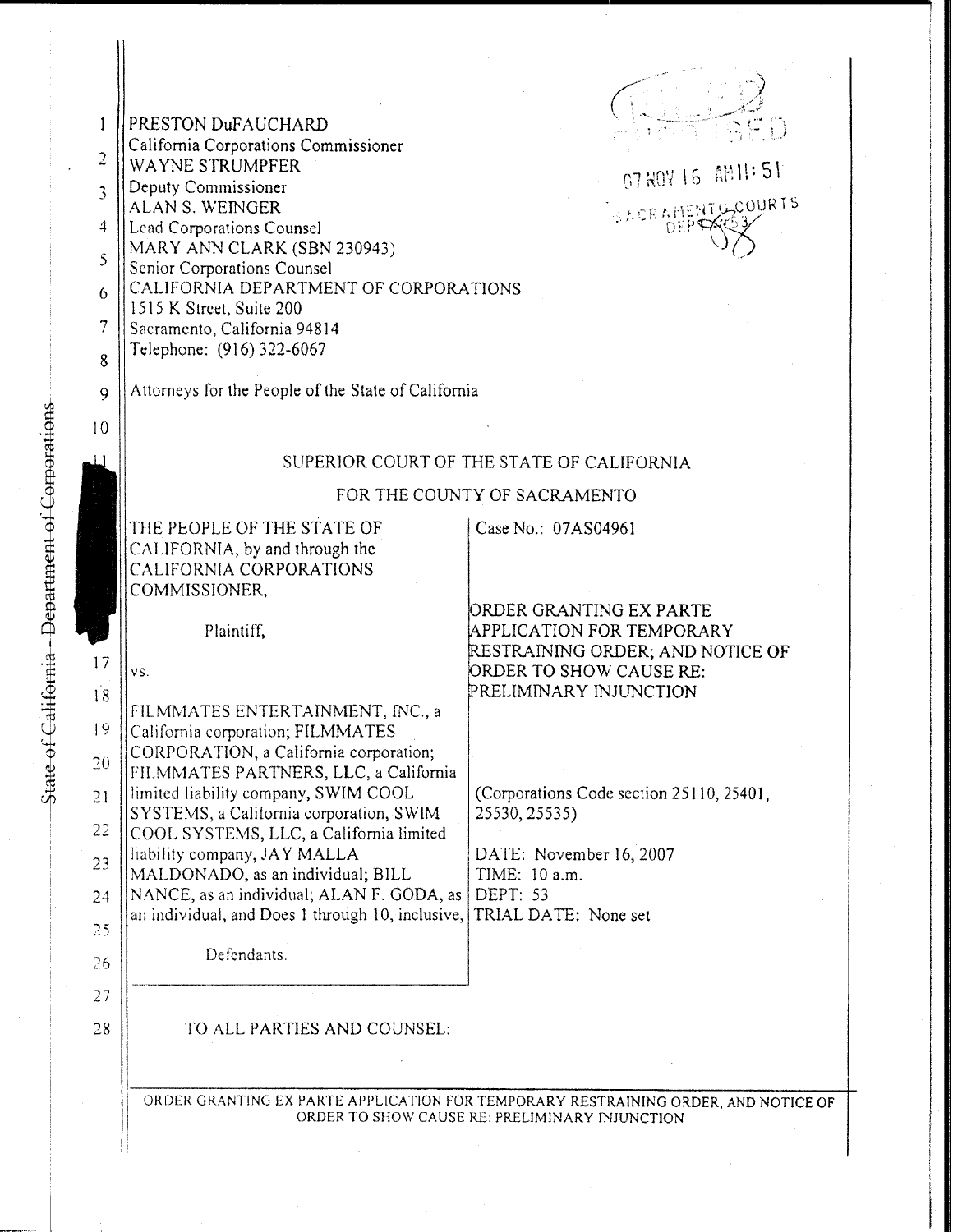PRESTON DuFAUCHARD
California Corporations Commissioner
WAYNE STRUMPFER
Deputy Commissioner
ALAN S. WEINGER
Lead Corporations Counsel
MARY ANN CLARK (SBN 230943)
Senior Corporations Counsel
CALIFORNIA DEPARTMENT OF CORPORATIONS
1515 K Street, Suite 200
Sacramento, California 94814
Telephone: (916) 322-6067

Attorneys for the People of the State of California

07 NOV 16 AM 11:51
SACRAMENTO COURTS
DEPT 53

## SUPERIOR COURT OF THE STATE OF CALIFORNIA

## FOR THE COUNTY OF SACRAMENTO

THE PEOPLE OF THE STATE OF CALIFORNIA, by and through the CALIFORNIA CORPORATIONS COMMISSIONER,

Plaintiff,

vs.

FILMMATES ENTERTAINMENT, INC., a California corporation; FILMMATES CORPORATION, a California corporation; FILMMATES PARTNERS, LLC, a California limited liability company, SWIM COOL SYSTEMS, a California corporation, SWIM COOL SYSTEMS, LLC, a California limited liability company, JAY MALLA MALDONADO, as an individual; BILL NANCE, as an individual; ALAN F. GODA, as an individual, and Does 1 through 10, inclusive,

Defendants.

Case No.: 07AS04961

ORDER GRANTING EX PARTE APPLICATION FOR TEMPORARY RESTRAINING ORDER; AND NOTICE OF ORDER TO SHOW CAUSE RE: PRELIMINARY INJUNCTION

(Corporations Code section 25110, 25401, 25530, 25535)

DATE: November 16, 2007
TIME: 10 a.m.
DEPT: 53
TRIAL DATE: None set

TO ALL PARTIES AND COUNSEL: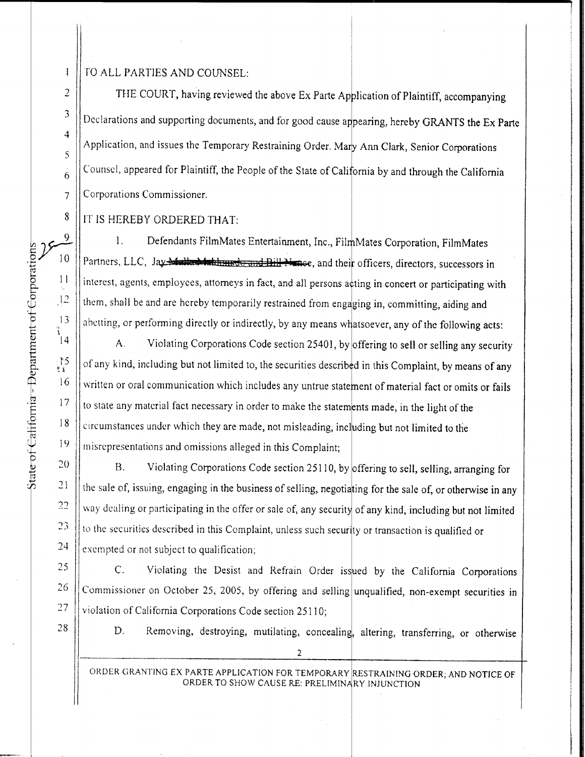TO ALL PARTIES AND COUNSEL:

THE COURT, having reviewed the above Ex Parte Application of Plaintiff, accompanying Declarations and supporting documents, and for good cause appearing, hereby GRANTS the Ex Parte Application, and issues the Temporary Restraining Order. Mary Ann Clark, Senior Corporations Counsel, appeared for Plaintiff, the People of the State of California by and through the California Corporations Commissioner.

IT IS HEREBY ORDERED THAT:

1. Defendants FilmMates Entertainment, Inc., FilmMates Corporation, FilmMates Partners, LLC, Jay ~~Mulla Mahlouado and Bill Nance~~, and their officers, directors, successors in interest, agents, employees, attorneys in fact, and all persons acting in concert or participating with them, shall be and are hereby temporarily restrained from engaging in, committing, aiding and abetting, or performing directly or indirectly, by any means whatsoever, any of the following acts:

A. Violating Corporations Code section 25401, by offering to sell or selling any security of any kind, including but not limited to, the securities described in this Complaint, by means of any written or oral communication which includes any untrue statement of material fact or omits or fails to state any material fact necessary in order to make the statements made, in the light of the circumstances under which they are made, not misleading, including but not limited to the misrepresentations and omissions alleged in this Complaint;

B. Violating Corporations Code section 25110, by offering to sell, selling, arranging for the sale of, issuing, engaging in the business of selling, negotiating for the sale of, or otherwise in any way dealing or participating in the offer or sale of, any security of any kind, including but not limited to the securities described in this Complaint, unless such security or transaction is qualified or exempted or not subject to qualification;

C. Violating the Desist and Refrain Order issued by the California Corporations Commissioner on October 25, 2005, by offering and selling unqualified, non-exempt securities in violation of California Corporations Code section 25110;

D. Removing, destroying, mutilating, concealing, altering, transferring, or otherwise

ORDER GRANTING EX PARTE APPLICATION FOR TEMPORARY RESTRAINING ORDER; AND NOTICE OF ORDER TO SHOW CAUSE RE: PRELIMINARY INJUNCTION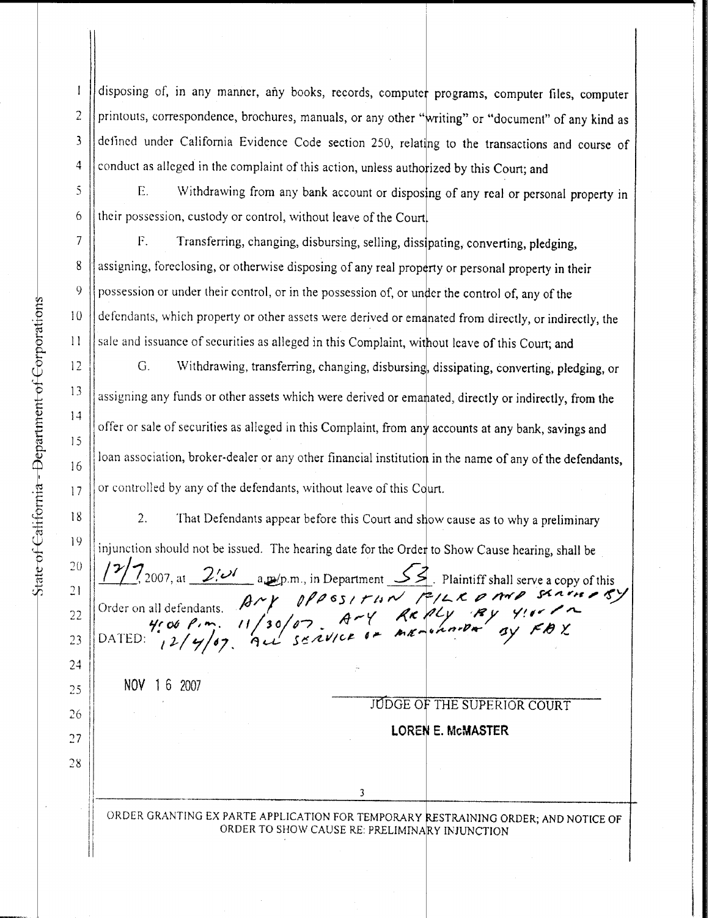disposing of, in any manner, any books, records, computer programs, computer files, computer printouts, correspondence, brochures, manuals, or any other "writing" or "document" of any kind as defined under California Evidence Code section 250, relating to the transactions and course of conduct as alleged in the complaint of this action, unless authorized by this Court; and

E. Withdrawing from any bank account or disposing of any real or personal property in their possession, custody or control, without leave of the Court.

F. Transferring, changing, disbursing, selling, dissipating, converting, pledging, assigning, foreclosing, or otherwise disposing of any real property or personal property in their possession or under their control, or in the possession of, or under the control of, any of the defendants, which property or other assets were derived or emanated from directly, or indirectly, the sale and issuance of securities as alleged in this Complaint, without leave of this Court; and

G. Withdrawing, transferring, changing, disbursing, dissipating, converting, pledging, or assigning any funds or other assets which were derived or emanated, directly or indirectly, from the offer or sale of securities as alleged in this Complaint, from any accounts at any bank, savings and loan association, broker-dealer or any other financial institution in the name of any of the defendants, or controlled by any of the defendants, without leave of this Court.

2. That Defendants appear before this Court and show cause as to why a preliminary injunction should not be issued. The hearing date for the Order to Show Cause hearing, shall be 12/7, 2007, at 2:01 a.m./p.m., in Department 53. Plaintiff shall serve a copy of this Order on all defendants. Any opposition filed and served by 4:00 p.m. 11/30/07. Any reply by 4:00 p.m. 12/4/07. All service of memoranda by fax

DATED: NOV 16 2007

JUDGE OF THE SUPERIOR COURT

**LOREN E. McMASTER**

ORDER GRANTING EX PARTE APPLICATION FOR TEMPORARY RESTRAINING ORDER; AND NOTICE OF ORDER TO SHOW CAUSE RE: PRELIMINARY INJUNCTION